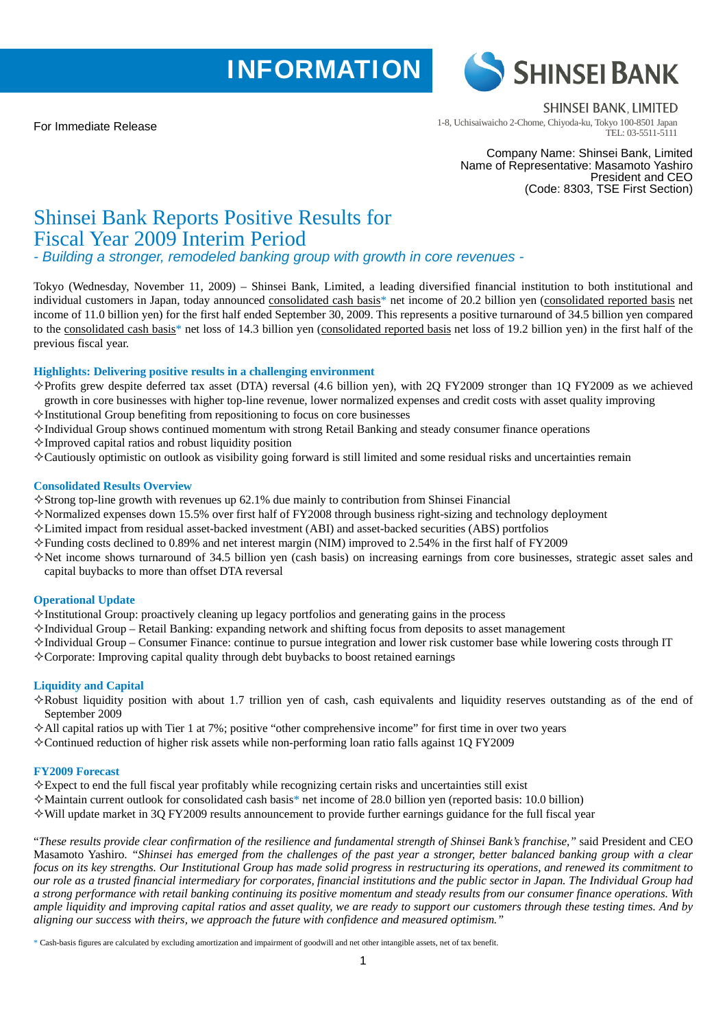INFORMATION

SHINSEI BANK

SHINSEI BANK, LIMITED
1-8, Uchisaiwaicho 2-Chome, Chiyoda-ku, Tokyo 100-8501 Japan
TEL: 03-5511-5111

For Immediate Release

Company Name: Shinsei Bank, Limited
Name of Representative: Masamoto Yashiro
President and CEO
(Code: 8303, TSE First Section)

# Shinsei Bank Reports Positive Results for Fiscal Year 2009 Interim Period

*- Building a stronger, remodeled banking group with growth in core revenues -*

Tokyo (Wednesday, November 11, 2009) – Shinsei Bank, Limited, a leading diversified financial institution to both institutional and individual customers in Japan, today announced consolidated cash basis* net income of 20.2 billion yen (consolidated reported basis net income of 11.0 billion yen) for the first half ended September 30, 2009. This represents a positive turnaround of 34.5 billion yen compared to the consolidated cash basis* net loss of 14.3 billion yen (consolidated reported basis net loss of 19.2 billion yen) in the first half of the previous fiscal year.

### Highlights: Delivering positive results in a challenging environment

- ✧Profits grew despite deferred tax asset (DTA) reversal (4.6 billion yen), with 2Q FY2009 stronger than 1Q FY2009 as we achieved growth in core businesses with higher top-line revenue, lower normalized expenses and credit costs with asset quality improving
- ✧Institutional Group benefiting from repositioning to focus on core businesses
- ✧Individual Group shows continued momentum with strong Retail Banking and steady consumer finance operations
- ✧Improved capital ratios and robust liquidity position
- ✧Cautiously optimistic on outlook as visibility going forward is still limited and some residual risks and uncertainties remain

### Consolidated Results Overview

- ✧Strong top-line growth with revenues up 62.1% due mainly to contribution from Shinsei Financial
- ✧Normalized expenses down 15.5% over first half of FY2008 through business right-sizing and technology deployment
- ✧Limited impact from residual asset-backed investment (ABI) and asset-backed securities (ABS) portfolios
- ✧Funding costs declined to 0.89% and net interest margin (NIM) improved to 2.54% in the first half of FY2009
- ✧Net income shows turnaround of 34.5 billion yen (cash basis) on increasing earnings from core businesses, strategic asset sales and capital buybacks to more than offset DTA reversal

### Operational Update

- ✧Institutional Group: proactively cleaning up legacy portfolios and generating gains in the process
- ✧Individual Group – Retail Banking: expanding network and shifting focus from deposits to asset management
- ✧Individual Group – Consumer Finance: continue to pursue integration and lower risk customer base while lowering costs through IT
- ✧Corporate: Improving capital quality through debt buybacks to boost retained earnings

### Liquidity and Capital

- ✧Robust liquidity position with about 1.7 trillion yen of cash, cash equivalents and liquidity reserves outstanding as of the end of September 2009
- ✧All capital ratios up with Tier 1 at 7%; positive "other comprehensive income" for first time in over two years
- ✧Continued reduction of higher risk assets while non-performing loan ratio falls against 1Q FY2009

### FY2009 Forecast

- ✧Expect to end the full fiscal year profitably while recognizing certain risks and uncertainties still exist
- ✧Maintain current outlook for consolidated cash basis* net income of 28.0 billion yen (reported basis: 10.0 billion)
- ✧Will update market in 3Q FY2009 results announcement to provide further earnings guidance for the full fiscal year

"*These results provide clear confirmation of the resilience and fundamental strength of Shinsei Bank's franchise,"* said President and CEO Masamoto Yashiro. "*Shinsei has emerged from the challenges of the past year a stronger, better balanced banking group with a clear focus on its key strengths. Our Institutional Group has made solid progress in restructuring its operations, and renewed its commitment to our role as a trusted financial intermediary for corporates, financial institutions and the public sector in Japan. The Individual Group had a strong performance with retail banking continuing its positive momentum and steady results from our consumer finance operations. With ample liquidity and improving capital ratios and asset quality, we are ready to support our customers through these testing times. And by aligning our success with theirs, we approach the future with confidence and measured optimism."*

\* Cash-basis figures are calculated by excluding amortization and impairment of goodwill and net other intangible assets, net of tax benefit.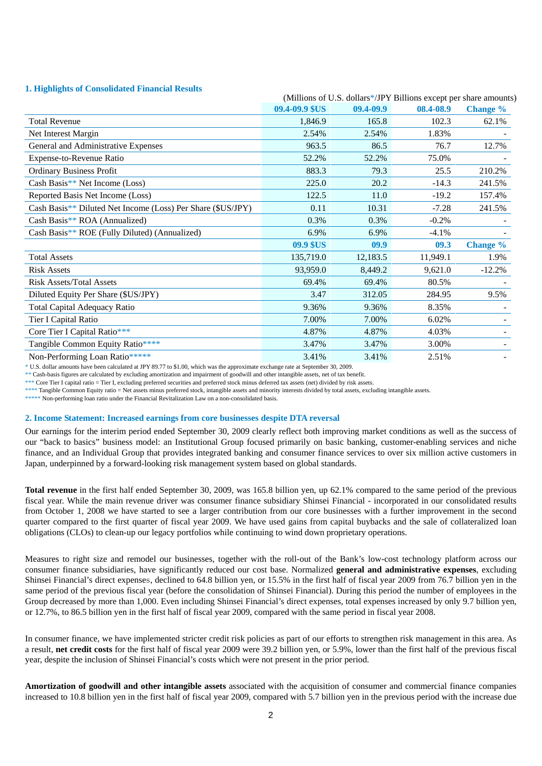## 1. Highlights of Consolidated Financial Results

(Millions of U.S. dollars*/JPY Billions except per share amounts)

| | 09.4-09.9 $US | 09.4-09.9 | 08.4-08.9 | Change % |
|---|---|---|---|---|
| Total Revenue | 1,846.9 | 165.8 | 102.3 | 62.1% |
| Net Interest Margin | 2.54% | 2.54% | 1.83% | - |
| General and Administrative Expenses | 963.5 | 86.5 | 76.7 | 12.7% |
| Expense-to-Revenue Ratio | 52.2% | 52.2% | 75.0% | - |
| Ordinary Business Profit | 883.3 | 79.3 | 25.5 | 210.2% |
| Cash Basis** Net Income (Loss) | 225.0 | 20.2 | -14.3 | 241.5% |
| Reported Basis Net Income (Loss) | 122.5 | 11.0 | -19.2 | 157.4% |
| Cash Basis** Diluted Net Income (Loss) Per Share ($US/JPY) | 0.11 | 10.31 | -7.28 | 241.5% |
| Cash Basis** ROA (Annualized) | 0.3% | 0.3% | -0.2% | - |
| Cash Basis** ROE (Fully Diluted) (Annualized) | 6.9% | 6.9% | -4.1% | - |
| | **09.9 $US** | **09.9** | **09.3** | **Change %** |
| Total Assets | 135,719.0 | 12,183.5 | 11,949.1 | 1.9% |
| Risk Assets | 93,959.0 | 8,449.2 | 9,621.0 | -12.2% |
| Risk Assets/Total Assets | 69.4% | 69.4% | 80.5% | - |
| Diluted Equity Per Share ($US/JPY) | 3.47 | 312.05 | 284.95 | 9.5% |
| Total Capital Adequacy Ratio | 9.36% | 9.36% | 8.35% | - |
| Tier I Capital Ratio | 7.00% | 7.00% | 6.02% | - |
| Core Tier I Capital Ratio*** | 4.87% | 4.87% | 4.03% | - |
| Tangible Common Equity Ratio**** | 3.47% | 3.47% | 3.00% | - |
| Non-Performing Loan Ratio***** | 3.41% | 3.41% | 2.51% | - |

\* U.S. dollar amounts have been calculated at JPY 89.77 to $1.00, which was the approximate exchange rate at September 30, 2009.
** Cash-basis figures are calculated by excluding amortization and impairment of goodwill and other intangible assets, net of tax benefit.
*** Core Tier I capital ratio = Tier I, excluding preferred securities and preferred stock minus deferred tax assets (net) divided by risk assets.
**** Tangible Common Equity ratio = Net assets minus preferred stock, intangible assets and minority interests divided by total assets, excluding intangible assets.
***** Non-performing loan ratio under the Financial Revitalization Law on a non-consolidated basis.

## 2. Income Statement: Increased earnings from core businesses despite DTA reversal

Our earnings for the interim period ended September 30, 2009 clearly reflect both improving market conditions as well as the success of our "back to basics" business model: an Institutional Group focused primarily on basic banking, customer-enabling services and niche finance, and an Individual Group that provides integrated banking and consumer finance services to over six million active customers in Japan, underpinned by a forward-looking risk management system based on global standards.

**Total revenue** in the first half ended September 30, 2009, was 165.8 billion yen, up 62.1% compared to the same period of the previous fiscal year. While the main revenue driver was consumer finance subsidiary Shinsei Financial - incorporated in our consolidated results from October 1, 2008 we have started to see a larger contribution from our core businesses with a further improvement in the second quarter compared to the first quarter of fiscal year 2009. We have used gains from capital buybacks and the sale of collateralized loan obligations (CLOs) to clean-up our legacy portfolios while continuing to wind down proprietary operations.

Measures to right size and remodel our businesses, together with the roll-out of the Bank's low-cost technology platform across our consumer finance subsidiaries, have significantly reduced our cost base. Normalized **general and administrative expenses**, excluding Shinsei Financial's direct expenses, declined to 64.8 billion yen, or 15.5% in the first half of fiscal year 2009 from 76.7 billion yen in the same period of the previous fiscal year (before the consolidation of Shinsei Financial). During this period the number of employees in the Group decreased by more than 1,000. Even including Shinsei Financial's direct expenses, total expenses increased by only 9.7 billion yen, or 12.7%, to 86.5 billion yen in the first half of fiscal year 2009, compared with the same period in fiscal year 2008.

In consumer finance, we have implemented stricter credit risk policies as part of our efforts to strengthen risk management in this area. As a result, **net credit costs** for the first half of fiscal year 2009 were 39.2 billion yen, or 5.9%, lower than the first half of the previous fiscal year, despite the inclusion of Shinsei Financial's costs which were not present in the prior period.

**Amortization of goodwill and other intangible assets** associated with the acquisition of consumer and commercial finance companies increased to 10.8 billion yen in the first half of fiscal year 2009, compared with 5.7 billion yen in the previous period with the increase due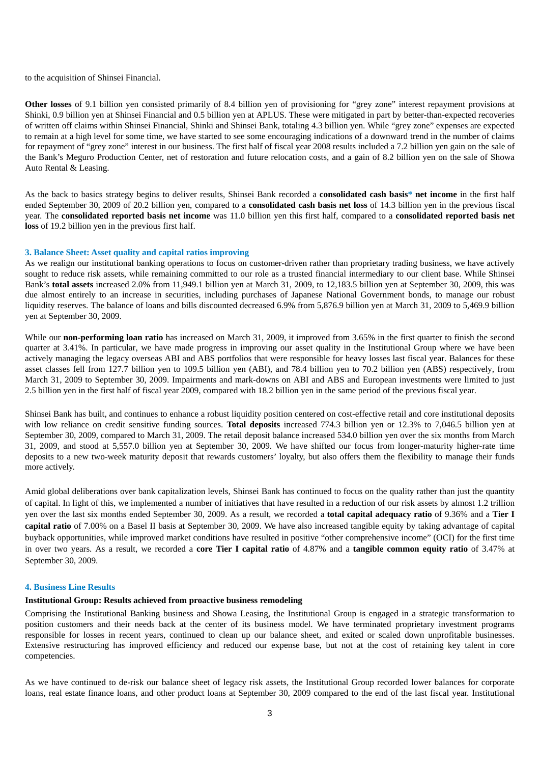to the acquisition of Shinsei Financial.

**Other losses** of 9.1 billion yen consisted primarily of 8.4 billion yen of provisioning for "grey zone" interest repayment provisions at Shinki, 0.9 billion yen at Shinsei Financial and 0.5 billion yen at APLUS. These were mitigated in part by better-than-expected recoveries of written off claims within Shinsei Financial, Shinki and Shinsei Bank, totaling 4.3 billion yen. While "grey zone" expenses are expected to remain at a high level for some time, we have started to see some encouraging indications of a downward trend in the number of claims for repayment of "grey zone" interest in our business. The first half of fiscal year 2008 results included a 7.2 billion yen gain on the sale of the Bank's Meguro Production Center, net of restoration and future relocation costs, and a gain of 8.2 billion yen on the sale of Showa Auto Rental & Leasing.

As the back to basics strategy begins to deliver results, Shinsei Bank recorded a **consolidated cash basis* net income** in the first half ended September 30, 2009 of 20.2 billion yen, compared to a **consolidated cash basis net loss** of 14.3 billion yen in the previous fiscal year. The **consolidated reported basis net income** was 11.0 billion yen this first half, compared to a **consolidated reported basis net loss** of 19.2 billion yen in the previous first half.

### 3. Balance Sheet: Asset quality and capital ratios improving

As we realign our institutional banking operations to focus on customer-driven rather than proprietary trading business, we have actively sought to reduce risk assets, while remaining committed to our role as a trusted financial intermediary to our client base. While Shinsei Bank's **total assets** increased 2.0% from 11,949.1 billion yen at March 31, 2009, to 12,183.5 billion yen at September 30, 2009, this was due almost entirely to an increase in securities, including purchases of Japanese National Government bonds, to manage our robust liquidity reserves. The balance of loans and bills discounted decreased 6.9% from 5,876.9 billion yen at March 31, 2009 to 5,469.9 billion yen at September 30, 2009.

While our **non-performing loan ratio** has increased on March 31, 2009, it improved from 3.65% in the first quarter to finish the second quarter at 3.41%. In particular, we have made progress in improving our asset quality in the Institutional Group where we have been actively managing the legacy overseas ABI and ABS portfolios that were responsible for heavy losses last fiscal year. Balances for these asset classes fell from 127.7 billion yen to 109.5 billion yen (ABI), and 78.4 billion yen to 70.2 billion yen (ABS) respectively, from March 31, 2009 to September 30, 2009. Impairments and mark-downs on ABI and ABS and European investments were limited to just 2.5 billion yen in the first half of fiscal year 2009, compared with 18.2 billion yen in the same period of the previous fiscal year.

Shinsei Bank has built, and continues to enhance a robust liquidity position centered on cost-effective retail and core institutional deposits with low reliance on credit sensitive funding sources. **Total deposits** increased 774.3 billion yen or 12.3% to 7,046.5 billion yen at September 30, 2009, compared to March 31, 2009. The retail deposit balance increased 534.0 billion yen over the six months from March 31, 2009, and stood at 5,557.0 billion yen at September 30, 2009. We have shifted our focus from longer-maturity higher-rate time deposits to a new two-week maturity deposit that rewards customers' loyalty, but also offers them the flexibility to manage their funds more actively.

Amid global deliberations over bank capitalization levels, Shinsei Bank has continued to focus on the quality rather than just the quantity of capital. In light of this, we implemented a number of initiatives that have resulted in a reduction of our risk assets by almost 1.2 trillion yen over the last six months ended September 30, 2009. As a result, we recorded a **total capital adequacy ratio** of 9.36% and a **Tier I capital ratio** of 7.00% on a Basel II basis at September 30, 2009. We have also increased tangible equity by taking advantage of capital buyback opportunities, while improved market conditions have resulted in positive "other comprehensive income" (OCI) for the first time in over two years. As a result, we recorded a **core Tier I capital ratio** of 4.87% and a **tangible common equity ratio** of 3.47% at September 30, 2009.

### 4. Business Line Results

**Institutional Group: Results achieved from proactive business remodeling**

Comprising the Institutional Banking business and Showa Leasing, the Institutional Group is engaged in a strategic transformation to position customers and their needs back at the center of its business model. We have terminated proprietary investment programs responsible for losses in recent years, continued to clean up our balance sheet, and exited or scaled down unprofitable businesses. Extensive restructuring has improved efficiency and reduced our expense base, but not at the cost of retaining key talent in core competencies.

As we have continued to de-risk our balance sheet of legacy risk assets, the Institutional Group recorded lower balances for corporate loans, real estate finance loans, and other product loans at September 30, 2009 compared to the end of the last fiscal year. Institutional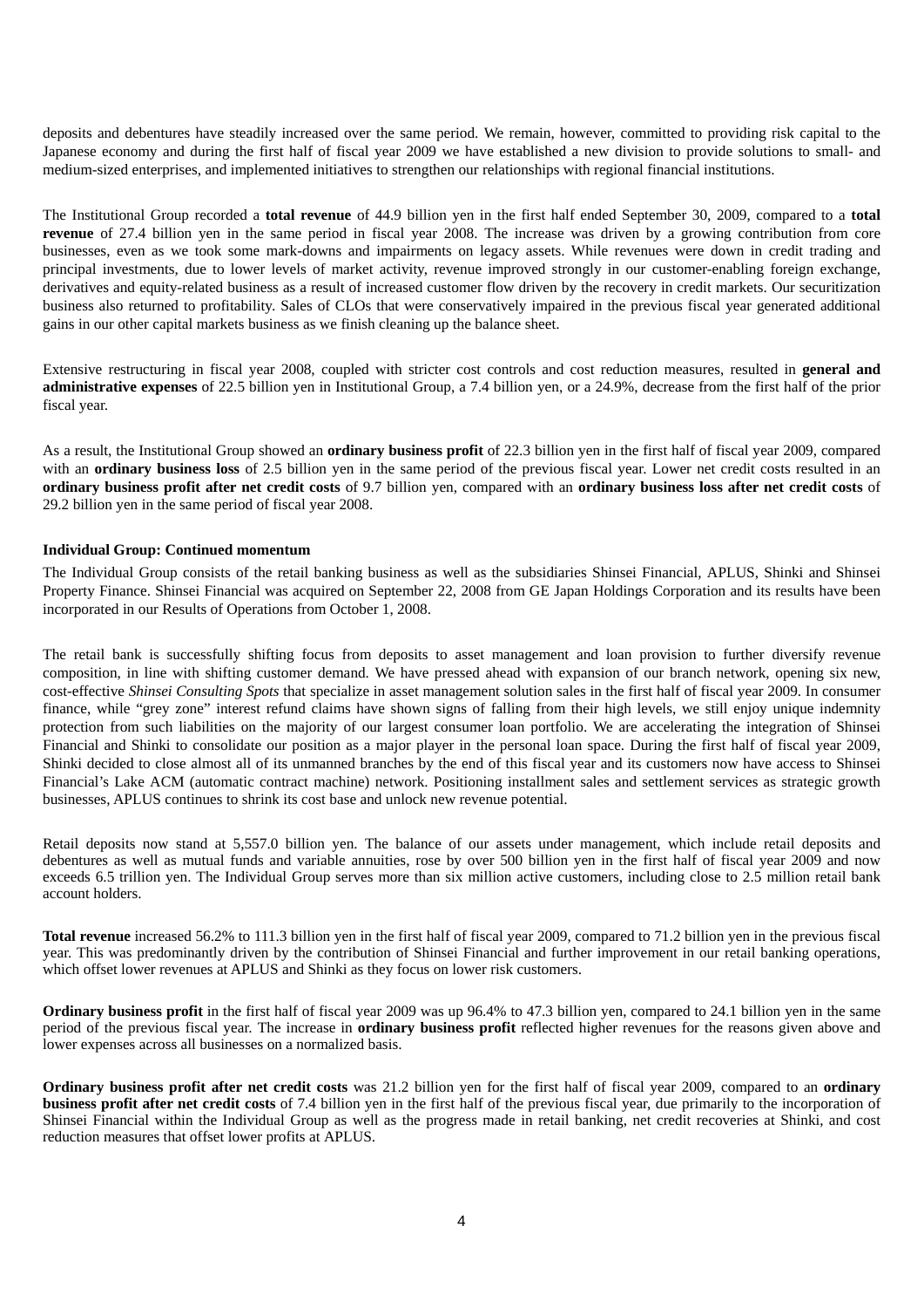deposits and debentures have steadily increased over the same period. We remain, however, committed to providing risk capital to the Japanese economy and during the first half of fiscal year 2009 we have established a new division to provide solutions to small- and medium-sized enterprises, and implemented initiatives to strengthen our relationships with regional financial institutions.

The Institutional Group recorded a **total revenue** of 44.9 billion yen in the first half ended September 30, 2009, compared to a **total revenue** of 27.4 billion yen in the same period in fiscal year 2008. The increase was driven by a growing contribution from core businesses, even as we took some mark-downs and impairments on legacy assets. While revenues were down in credit trading and principal investments, due to lower levels of market activity, revenue improved strongly in our customer-enabling foreign exchange, derivatives and equity-related business as a result of increased customer flow driven by the recovery in credit markets. Our securitization business also returned to profitability. Sales of CLOs that were conservatively impaired in the previous fiscal year generated additional gains in our other capital markets business as we finish cleaning up the balance sheet.

Extensive restructuring in fiscal year 2008, coupled with stricter cost controls and cost reduction measures, resulted in **general and administrative expenses** of 22.5 billion yen in Institutional Group, a 7.4 billion yen, or a 24.9%, decrease from the first half of the prior fiscal year.

As a result, the Institutional Group showed an **ordinary business profit** of 22.3 billion yen in the first half of fiscal year 2009, compared with an **ordinary business loss** of 2.5 billion yen in the same period of the previous fiscal year. Lower net credit costs resulted in an **ordinary business profit after net credit costs** of 9.7 billion yen, compared with an **ordinary business loss after net credit costs** of 29.2 billion yen in the same period of fiscal year 2008.

**Individual Group: Continued momentum**

The Individual Group consists of the retail banking business as well as the subsidiaries Shinsei Financial, APLUS, Shinki and Shinsei Property Finance. Shinsei Financial was acquired on September 22, 2008 from GE Japan Holdings Corporation and its results have been incorporated in our Results of Operations from October 1, 2008.

The retail bank is successfully shifting focus from deposits to asset management and loan provision to further diversify revenue composition, in line with shifting customer demand. We have pressed ahead with expansion of our branch network, opening six new, cost-effective *Shinsei Consulting Spots* that specialize in asset management solution sales in the first half of fiscal year 2009. In consumer finance, while "grey zone" interest refund claims have shown signs of falling from their high levels, we still enjoy unique indemnity protection from such liabilities on the majority of our largest consumer loan portfolio. We are accelerating the integration of Shinsei Financial and Shinki to consolidate our position as a major player in the personal loan space. During the first half of fiscal year 2009, Shinki decided to close almost all of its unmanned branches by the end of this fiscal year and its customers now have access to Shinsei Financial's Lake ACM (automatic contract machine) network. Positioning installment sales and settlement services as strategic growth businesses, APLUS continues to shrink its cost base and unlock new revenue potential.

Retail deposits now stand at 5,557.0 billion yen. The balance of our assets under management, which include retail deposits and debentures as well as mutual funds and variable annuities, rose by over 500 billion yen in the first half of fiscal year 2009 and now exceeds 6.5 trillion yen. The Individual Group serves more than six million active customers, including close to 2.5 million retail bank account holders.

**Total revenue** increased 56.2% to 111.3 billion yen in the first half of fiscal year 2009, compared to 71.2 billion yen in the previous fiscal year. This was predominantly driven by the contribution of Shinsei Financial and further improvement in our retail banking operations, which offset lower revenues at APLUS and Shinki as they focus on lower risk customers.

**Ordinary business profit** in the first half of fiscal year 2009 was up 96.4% to 47.3 billion yen, compared to 24.1 billion yen in the same period of the previous fiscal year. The increase in **ordinary business profit** reflected higher revenues for the reasons given above and lower expenses across all businesses on a normalized basis.

**Ordinary business profit after net credit costs** was 21.2 billion yen for the first half of fiscal year 2009, compared to an **ordinary business profit after net credit costs** of 7.4 billion yen in the first half of the previous fiscal year, due primarily to the incorporation of Shinsei Financial within the Individual Group as well as the progress made in retail banking, net credit recoveries at Shinki, and cost reduction measures that offset lower profits at APLUS.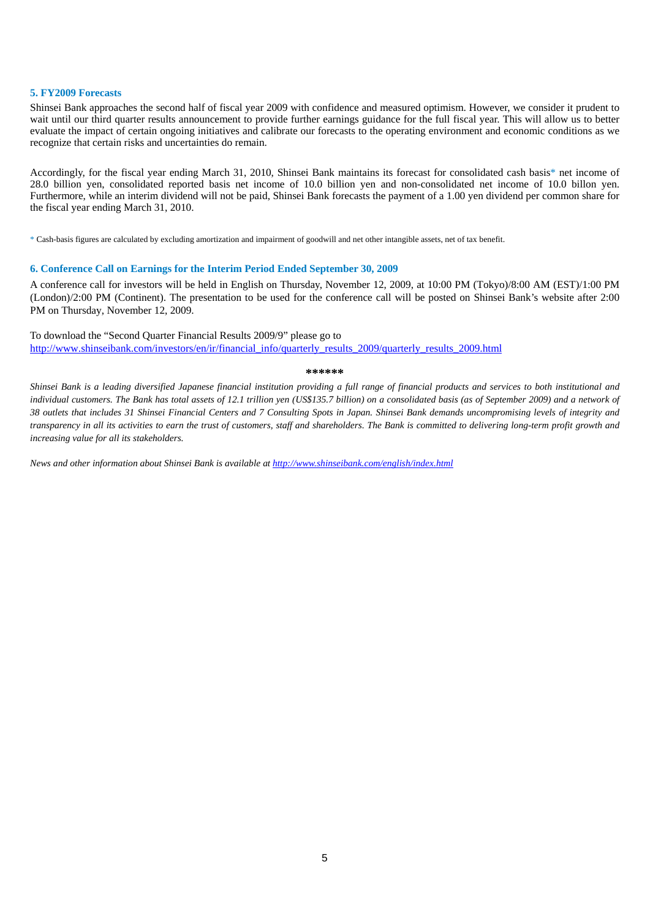### 5. FY2009 Forecasts

Shinsei Bank approaches the second half of fiscal year 2009 with confidence and measured optimism. However, we consider it prudent to wait until our third quarter results announcement to provide further earnings guidance for the full fiscal year. This will allow us to better evaluate the impact of certain ongoing initiatives and calibrate our forecasts to the operating environment and economic conditions as we recognize that certain risks and uncertainties do remain.

Accordingly, for the fiscal year ending March 31, 2010, Shinsei Bank maintains its forecast for consolidated cash basis* net income of 28.0 billion yen, consolidated reported basis net income of 10.0 billion yen and non-consolidated net income of 10.0 billon yen. Furthermore, while an interim dividend will not be paid, Shinsei Bank forecasts the payment of a 1.00 yen dividend per common share for the fiscal year ending March 31, 2010.

* Cash-basis figures are calculated by excluding amortization and impairment of goodwill and net other intangible assets, net of tax benefit.

### 6. Conference Call on Earnings for the Interim Period Ended September 30, 2009

A conference call for investors will be held in English on Thursday, November 12, 2009, at 10:00 PM (Tokyo)/8:00 AM (EST)/1:00 PM (London)/2:00 PM (Continent). The presentation to be used for the conference call will be posted on Shinsei Bank's website after 2:00 PM on Thursday, November 12, 2009.

To download the "Second Quarter Financial Results 2009/9" please go to
http://www.shinseibank.com/investors/en/ir/financial_info/quarterly_results_2009/quarterly_results_2009.html

******

*Shinsei Bank is a leading diversified Japanese financial institution providing a full range of financial products and services to both institutional and individual customers. The Bank has total assets of 12.1 trillion yen (US$135.7 billion) on a consolidated basis (as of September 2009) and a network of 38 outlets that includes 31 Shinsei Financial Centers and 7 Consulting Spots in Japan. Shinsei Bank demands uncompromising levels of integrity and transparency in all its activities to earn the trust of customers, staff and shareholders. The Bank is committed to delivering long-term profit growth and increasing value for all its stakeholders.*

*News and other information about Shinsei Bank is available at http://www.shinseibank.com/english/index.html*